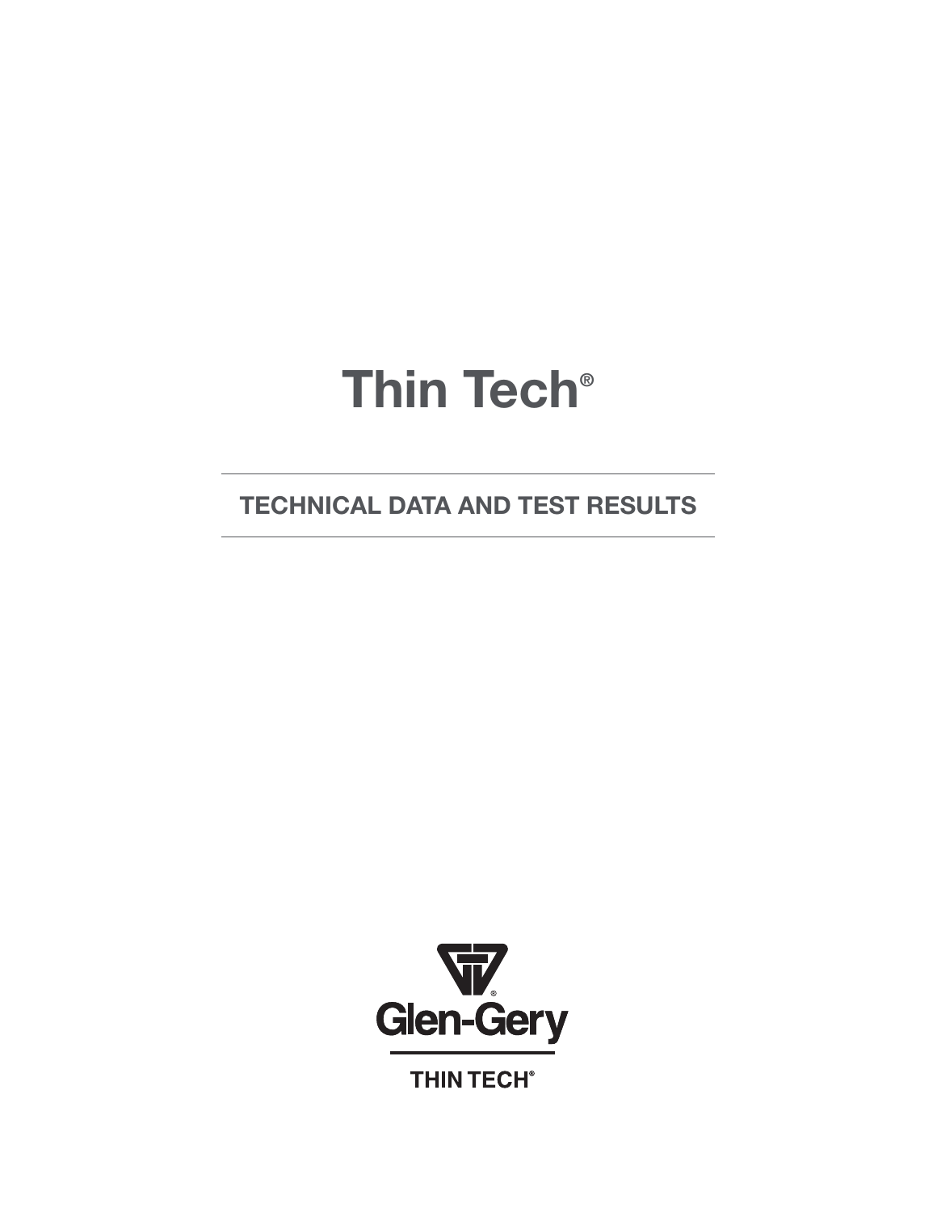# Thin Tech®

## TECHNICAL DATA AND TEST RESULTS

Glen-Gery

THIN TECH®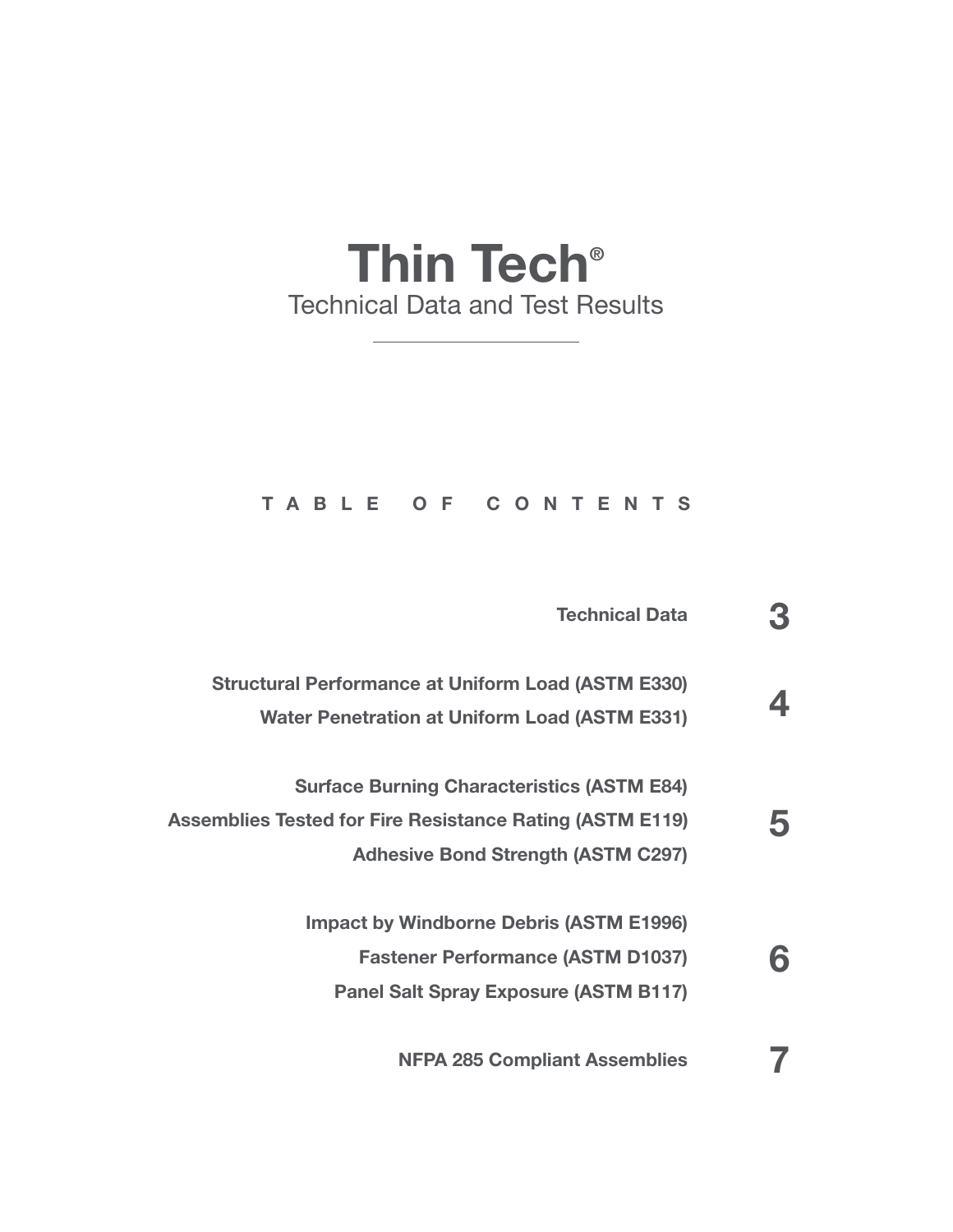# Thin Tech®

## Technical Data and Test Results

---

### TABLE OF CONTENTS

| Section | Page |
|---|---|
| Technical Data | 3 |
| Structural Performance at Uniform Load (ASTM E330)<br>Water Penetration at Uniform Load (ASTM E331) | 4 |
| Surface Burning Characteristics (ASTM E84)<br>Assemblies Tested for Fire Resistance Rating (ASTM E119)<br>Adhesive Bond Strength (ASTM C297) | 5 |
| Impact by Windborne Debris (ASTM E1996)<br>Fastener Performance (ASTM D1037)<br>Panel Salt Spray Exposure (ASTM B117) | 6 |
| NFPA 285 Compliant Assemblies | 7 |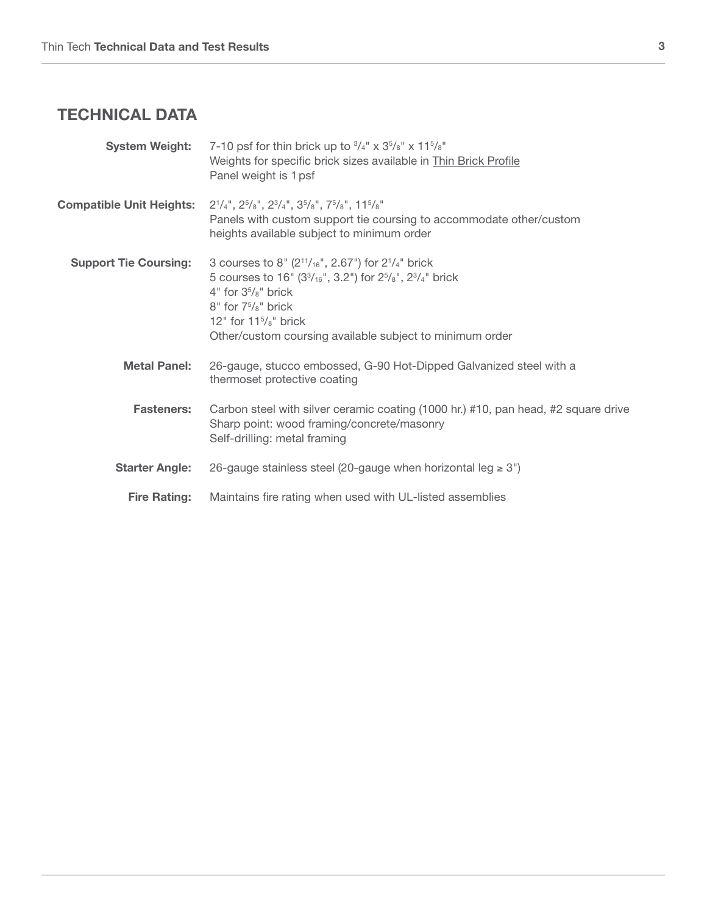## TECHNICAL DATA

**System Weight:** 7-10 psf for thin brick up to 3/4" x 3 5/8" x 11 5/8"
Weights for specific brick sizes available in Thin Brick Profile
Panel weight is 1 psf

**Compatible Unit Heights:** 2 1/4", 2 5/8", 2 3/4", 3 5/8", 7 5/8", 11 5/8"
Panels with custom support tie coursing to accommodate other/custom heights available subject to minimum order

**Support Tie Coursing:** 3 courses to 8" (2 11/16", 2.67") for 2 1/4" brick
5 courses to 16" (3 3/16", 3.2") for 2 5/8", 2 3/4" brick
4" for 3 5/8" brick
8" for 7 5/8" brick
12" for 11 5/8" brick
Other/custom coursing available subject to minimum order

**Metal Panel:** 26-gauge, stucco embossed, G-90 Hot-Dipped Galvanized steel with a thermoset protective coating

**Fasteners:** Carbon steel with silver ceramic coating (1000 hr.) #10, pan head, #2 square drive
Sharp point: wood framing/concrete/masonry
Self-drilling: metal framing

**Starter Angle:** 26-gauge stainless steel (20-gauge when horizontal leg ≥ 3")

**Fire Rating:** Maintains fire rating when used with UL-listed assemblies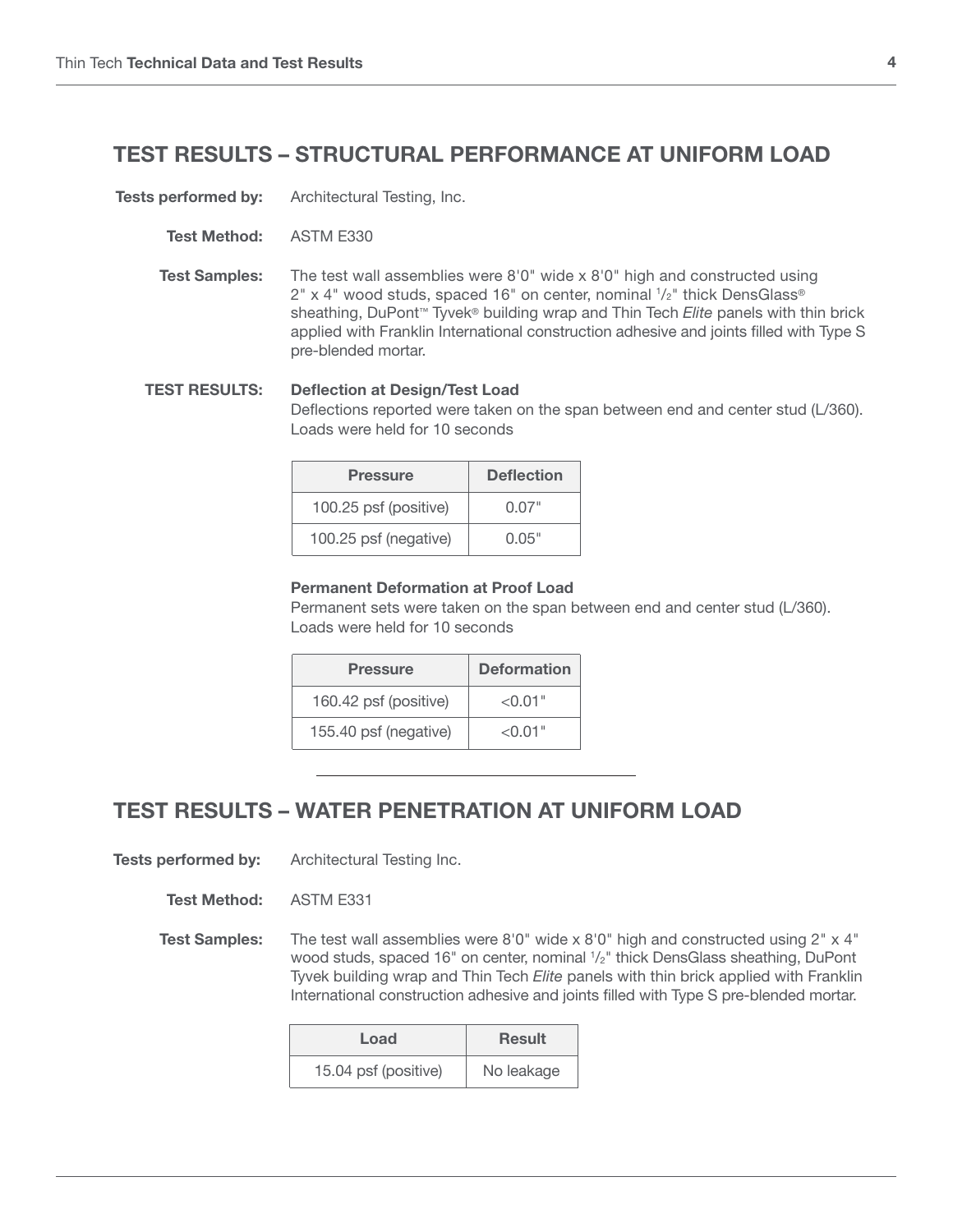## TEST RESULTS – STRUCTURAL PERFORMANCE AT UNIFORM LOAD

**Tests performed by:** Architectural Testing, Inc.

**Test Method:** ASTM E330

**Test Samples:** The test wall assemblies were 8'0" wide x 8'0" high and constructed using 2" x 4" wood studs, spaced 16" on center, nominal 1/2" thick DensGlass® sheathing, DuPont™ Tyvek® building wrap and Thin Tech *Elite* panels with thin brick applied with Franklin International construction adhesive and joints filled with Type S pre-blended mortar.

**TEST RESULTS:**

**Deflection at Design/Test Load**

Deflections reported were taken on the span between end and center stud (L/360). Loads were held for 10 seconds

| Pressure | Deflection |
|---|---|
| 100.25 psf (positive) | 0.07" |
| 100.25 psf (negative) | 0.05" |

**Permanent Deformation at Proof Load**

Permanent sets were taken on the span between end and center stud (L/360). Loads were held for 10 seconds

| Pressure | Deformation |
|---|---|
| 160.42 psf (positive) | <0.01" |
| 155.40 psf (negative) | <0.01" |

## TEST RESULTS – WATER PENETRATION AT UNIFORM LOAD

**Tests performed by:** Architectural Testing Inc.

**Test Method:** ASTM E331

**Test Samples:** The test wall assemblies were 8'0" wide x 8'0" high and constructed using 2" x 4" wood studs, spaced 16" on center, nominal 1/2" thick DensGlass sheathing, DuPont Tyvek building wrap and Thin Tech *Elite* panels with thin brick applied with Franklin International construction adhesive and joints filled with Type S pre-blended mortar.

| Load | Result |
|---|---|
| 15.04 psf (positive) | No leakage |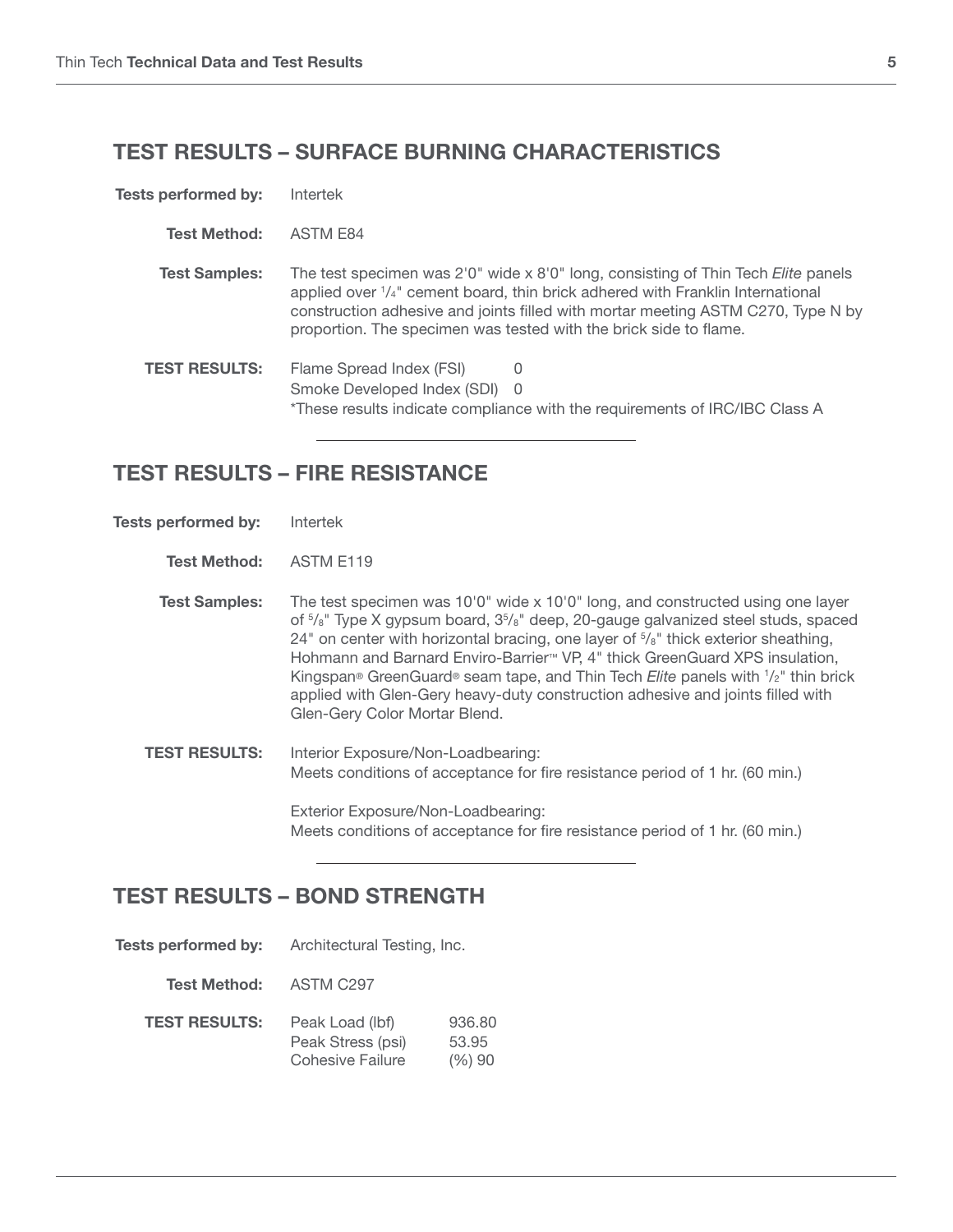## TEST RESULTS – SURFACE BURNING CHARACTERISTICS

**Tests performed by:** Intertek

**Test Method:** ASTM E84

**Test Samples:** The test specimen was 2'0" wide x 8'0" long, consisting of Thin Tech *Elite* panels applied over 1/4" cement board, thin brick adhered with Franklin International construction adhesive and joints filled with mortar meeting ASTM C270, Type N by proportion. The specimen was tested with the brick side to flame.

**TEST RESULTS:** Flame Spread Index (FSI) 0
Smoke Developed Index (SDI) 0
*These results indicate compliance with the requirements of IRC/IBC Class A

---

## TEST RESULTS – FIRE RESISTANCE

**Tests performed by:** Intertek

**Test Method:** ASTM E119

**Test Samples:** The test specimen was 10'0" wide x 10'0" long, and constructed using one layer of 5/8" Type X gypsum board, 3 5/8" deep, 20-gauge galvanized steel studs, spaced 24" on center with horizontal bracing, one layer of 5/8" thick exterior sheathing, Hohmann and Barnard Enviro-Barrier™ VP, 4" thick GreenGuard XPS insulation, Kingspan® GreenGuard® seam tape, and Thin Tech *Elite* panels with 1/2" thin brick applied with Glen-Gery heavy-duty construction adhesive and joints filled with Glen-Gery Color Mortar Blend.

**TEST RESULTS:** Interior Exposure/Non-Loadbearing:
Meets conditions of acceptance for fire resistance period of 1 hr. (60 min.)

Exterior Exposure/Non-Loadbearing:
Meets conditions of acceptance for fire resistance period of 1 hr. (60 min.)

---

## TEST RESULTS – BOND STRENGTH

**Tests performed by:** Architectural Testing, Inc.

**Test Method:** ASTM C297

**TEST RESULTS:**

| | |
|---|---|
| Peak Load (lbf) | 936.80 |
| Peak Stress (psi) | 53.95 |
| Cohesive Failure | (%) 90 |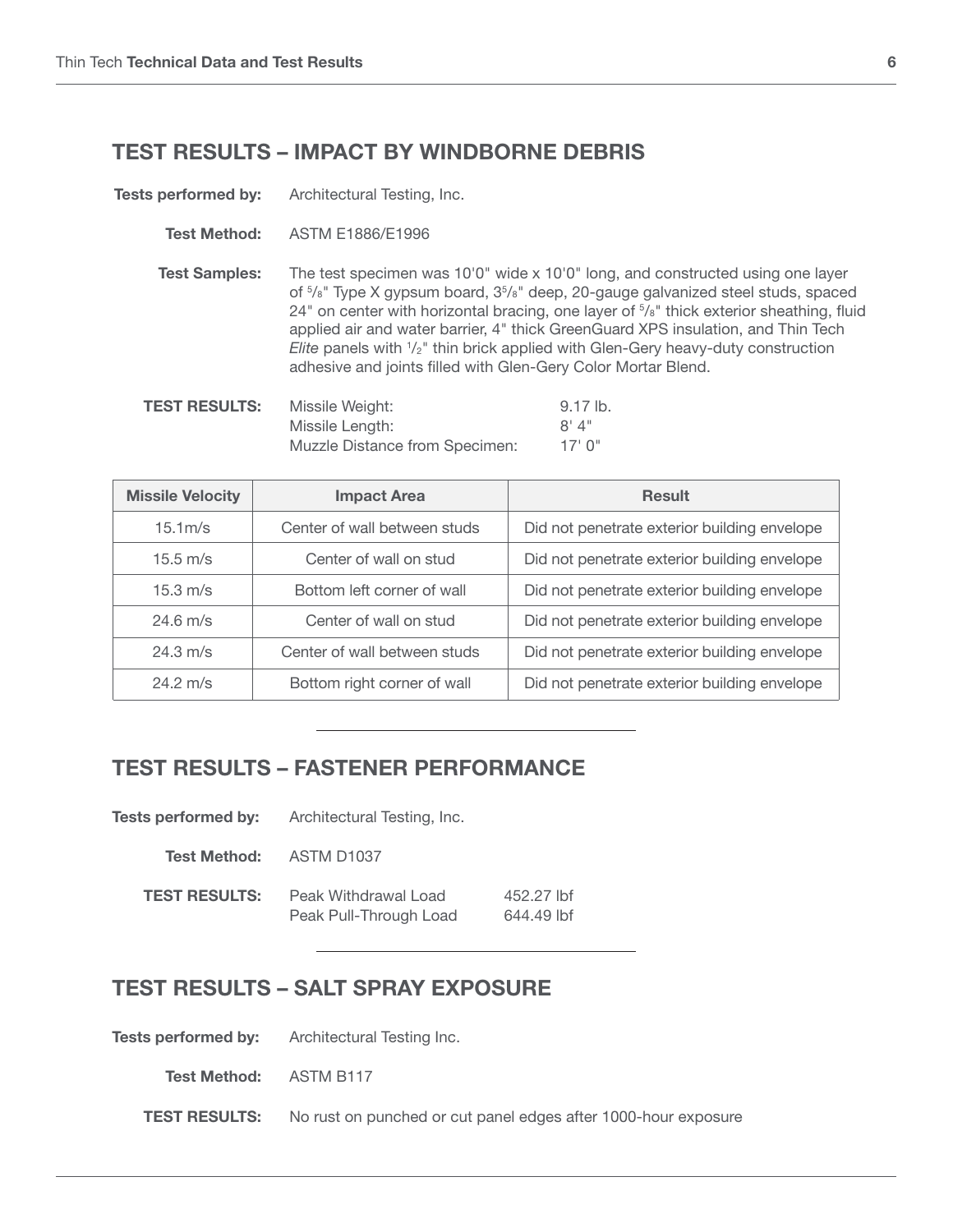## TEST RESULTS – IMPACT BY WINDBORNE DEBRIS

**Tests performed by:** Architectural Testing, Inc.

**Test Method:** ASTM E1886/E1996

**Test Samples:** The test specimen was 10'0" wide x 10'0" long, and constructed using one layer of 5/8" Type X gypsum board, 3-5/8" deep, 20-gauge galvanized steel studs, spaced 24" on center with horizontal bracing, one layer of 5/8" thick exterior sheathing, fluid applied air and water barrier, 4" thick GreenGuard XPS insulation, and Thin Tech *Elite* panels with 1/2" thin brick applied with Glen-Gery heavy-duty construction adhesive and joints filled with Glen-Gery Color Mortar Blend.

**TEST RESULTS:**

| | |
|---|---|
| Missile Weight: | 9.17 lb. |
| Missile Length: | 8' 4" |
| Muzzle Distance from Specimen: | 17' 0" |

| Missile Velocity | Impact Area | Result |
|---|---|---|
| 15.1m/s | Center of wall between studs | Did not penetrate exterior building envelope |
| 15.5 m/s | Center of wall on stud | Did not penetrate exterior building envelope |
| 15.3 m/s | Bottom left corner of wall | Did not penetrate exterior building envelope |
| 24.6 m/s | Center of wall on stud | Did not penetrate exterior building envelope |
| 24.3 m/s | Center of wall between studs | Did not penetrate exterior building envelope |
| 24.2 m/s | Bottom right corner of wall | Did not penetrate exterior building envelope |

---

## TEST RESULTS – FASTENER PERFORMANCE

**Tests performed by:** Architectural Testing, Inc.

**Test Method:** ASTM D1037

**TEST RESULTS:**

| | |
|---|---|
| Peak Withdrawal Load | 452.27 lbf |
| Peak Pull-Through Load | 644.49 lbf |

---

## TEST RESULTS – SALT SPRAY EXPOSURE

**Tests performed by:** Architectural Testing Inc.

**Test Method:** ASTM B117

**TEST RESULTS:** No rust on punched or cut panel edges after 1000-hour exposure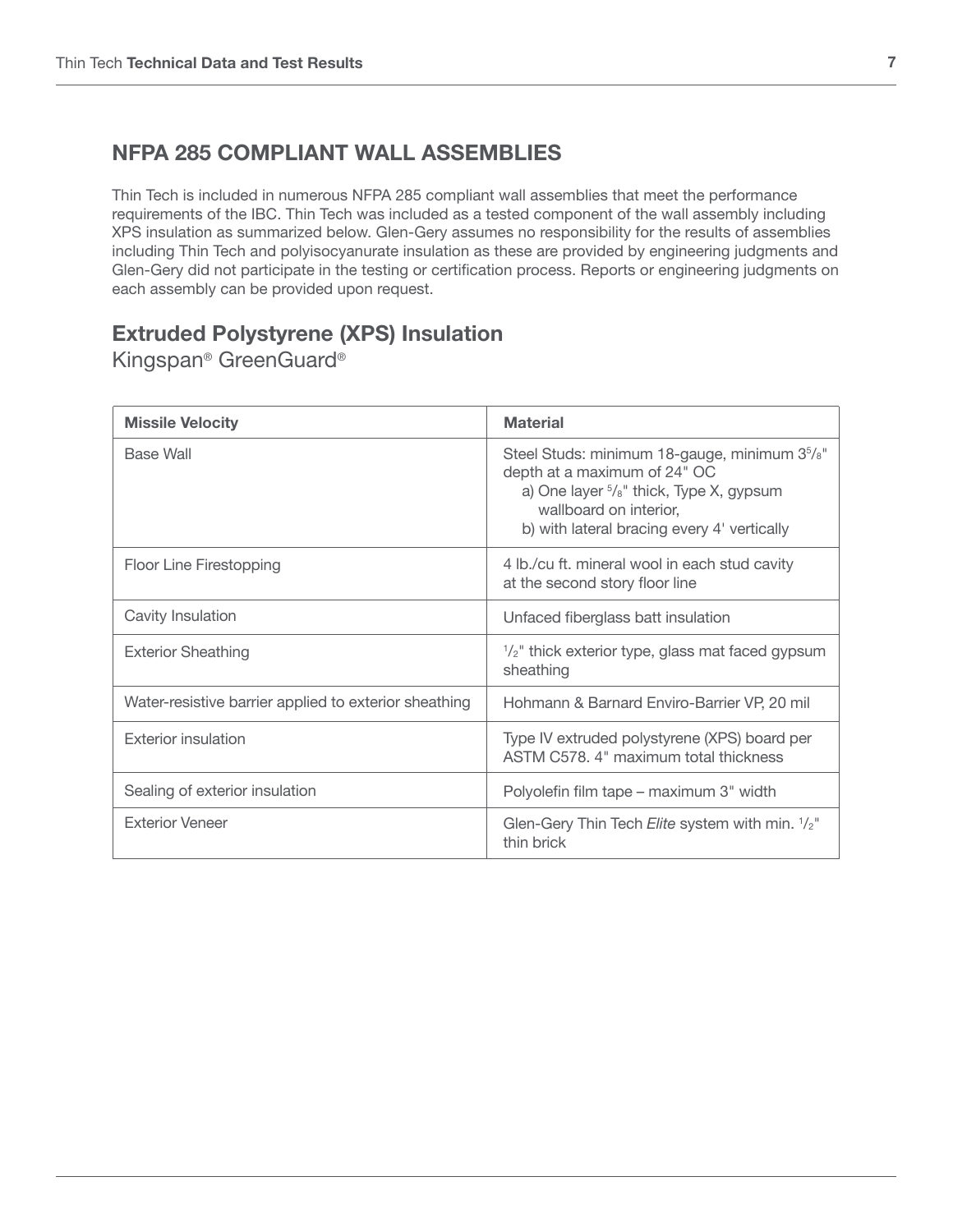## NFPA 285 COMPLIANT WALL ASSEMBLIES

Thin Tech is included in numerous NFPA 285 compliant wall assemblies that meet the performance requirements of the IBC. Thin Tech was included as a tested component of the wall assembly including XPS insulation as summarized below. Glen-Gery assumes no responsibility for the results of assemblies including Thin Tech and polyisocyanurate insulation as these are provided by engineering judgments and Glen-Gery did not participate in the testing or certification process. Reports or engineering judgments on each assembly can be provided upon request.

### Extruded Polystyrene (XPS) Insulation

Kingspan® GreenGuard®

| Missile Velocity | Material |
|---|---|
| Base Wall | Steel Studs: minimum 18-gauge, minimum 3⅝" depth at a maximum of 24" OC<br>a) One layer ⅝" thick, Type X, gypsum wallboard on interior,<br>b) with lateral bracing every 4' vertically |
| Floor Line Firestopping | 4 lb./cu ft. mineral wool in each stud cavity at the second story floor line |
| Cavity Insulation | Unfaced fiberglass batt insulation |
| Exterior Sheathing | ½" thick exterior type, glass mat faced gypsum sheathing |
| Water-resistive barrier applied to exterior sheathing | Hohmann & Barnard Enviro-Barrier VP, 20 mil |
| Exterior insulation | Type IV extruded polystyrene (XPS) board per ASTM C578. 4" maximum total thickness |
| Sealing of exterior insulation | Polyolefin film tape – maximum 3" width |
| Exterior Veneer | Glen-Gery Thin Tech *Elite* system with min. ½" thin brick |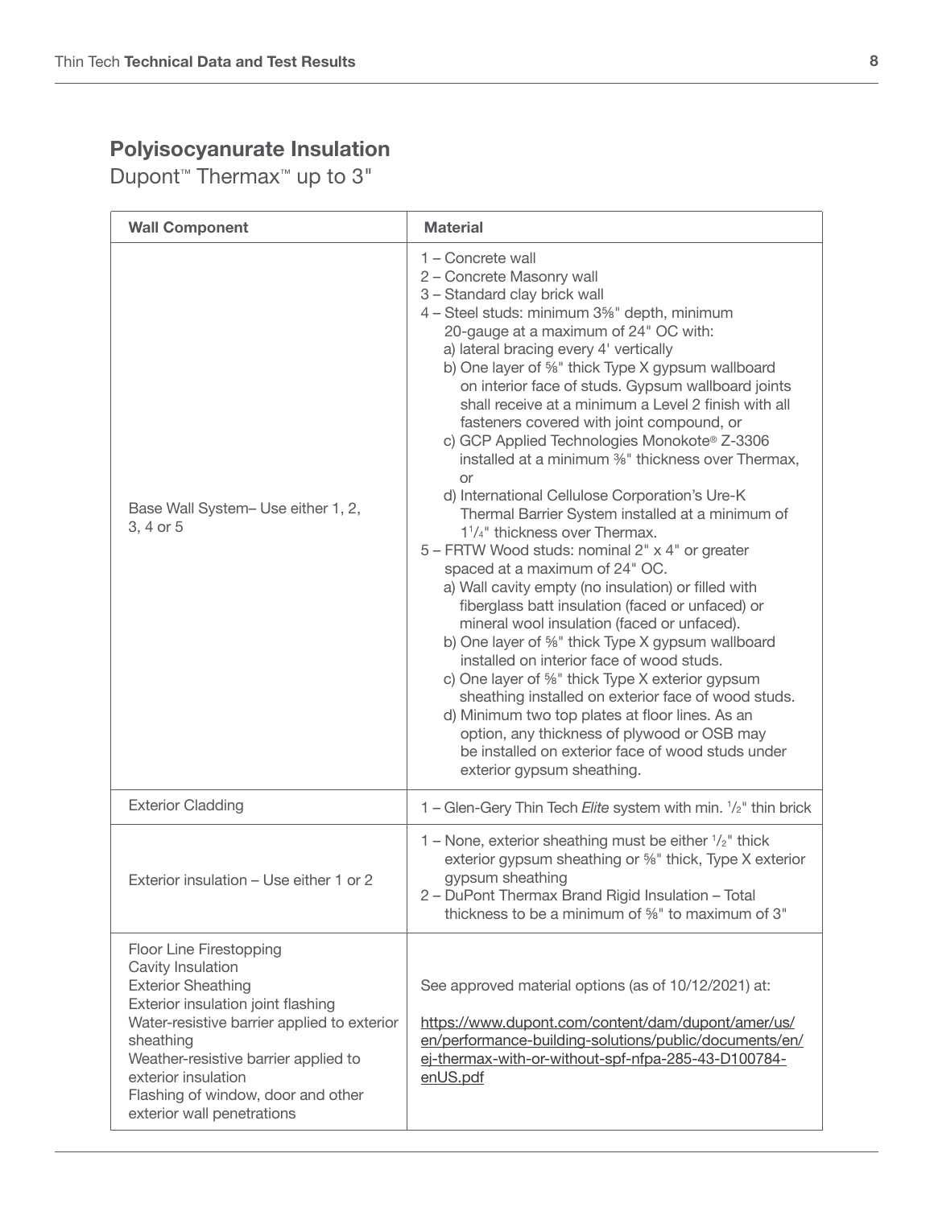## Polyisocyanurate Insulation

Dupont™ Thermax™ up to 3"

| Wall Component | Material |
|---|---|
| Base Wall System– Use either 1, 2, 3, 4 or 5 | 1 – Concrete wall<br>2 – Concrete Masonry wall<br>3 – Standard clay brick wall<br>4 – Steel studs: minimum 3⅝" depth, minimum 20-gauge at a maximum of 24" OC with:<br>a) lateral bracing every 4' vertically<br>b) One layer of ⅝" thick Type X gypsum wallboard on interior face of studs. Gypsum wallboard joints shall receive at a minimum a Level 2 finish with all fasteners covered with joint compound, or<br>c) GCP Applied Technologies Monokote® Z-3306 installed at a minimum ⅜" thickness over Thermax, or<br>d) International Cellulose Corporation's Ure-K Thermal Barrier System installed at a minimum of 1¼" thickness over Thermax.<br>5 – FRTW Wood studs: nominal 2" x 4" or greater spaced at a maximum of 24" OC.<br>a) Wall cavity empty (no insulation) or filled with fiberglass batt insulation (faced or unfaced) or mineral wool insulation (faced or unfaced).<br>b) One layer of ⅝" thick Type X gypsum wallboard installed on interior face of wood studs.<br>c) One layer of ⅝" thick Type X exterior gypsum sheathing installed on exterior face of wood studs.<br>d) Minimum two top plates at floor lines. As an option, any thickness of plywood or OSB may be installed on exterior face of wood studs under exterior gypsum sheathing. |
| Exterior Cladding | 1 – Glen-Gery Thin Tech *Elite* system with min. ½" thin brick |
| Exterior insulation – Use either 1 or 2 | 1 – None, exterior sheathing must be either ½" thick exterior gypsum sheathing or ⅝" thick, Type X exterior gypsum sheathing<br>2 – DuPont Thermax Brand Rigid Insulation – Total thickness to be a minimum of ⅝" to maximum of 3" |
| Floor Line Firestopping<br>Cavity Insulation<br>Exterior Sheathing<br>Exterior insulation joint flashing<br>Water-resistive barrier applied to exterior sheathing<br>Weather-resistive barrier applied to exterior insulation<br>Flashing of window, door and other exterior wall penetrations | See approved material options (as of 10/12/2021) at:<br><br>https://www.dupont.com/content/dam/dupont/amer/us/en/performance-building-solutions/public/documents/en/ej-thermax-with-or-without-spf-nfpa-285-43-D100784-enUS.pdf |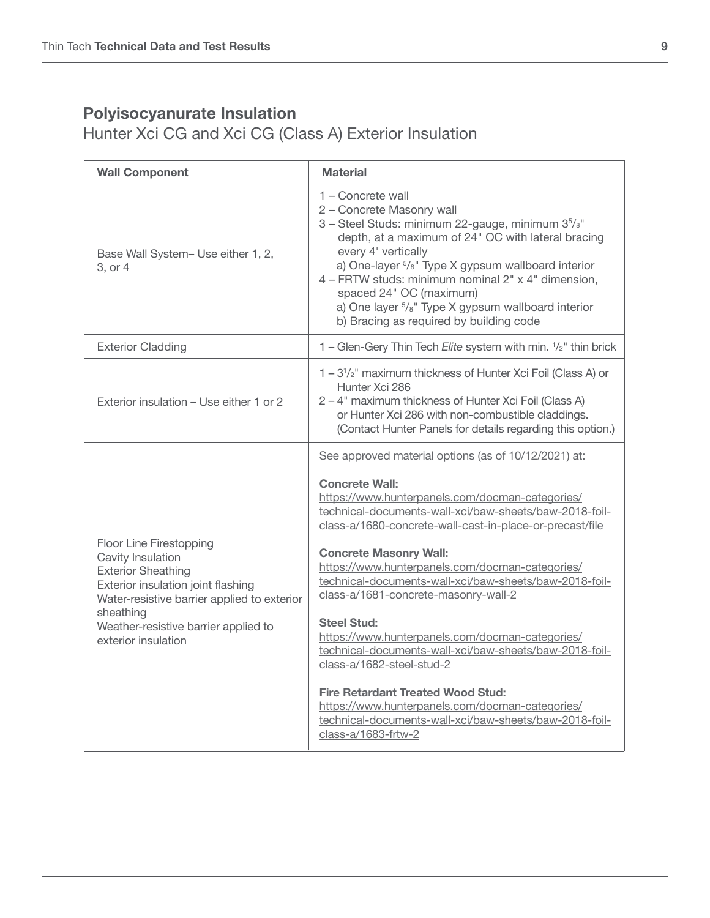## Polyisocyanurate Insulation

Hunter Xci CG and Xci CG (Class A) Exterior Insulation

| Wall Component | Material |
|---|---|
| Base Wall System– Use either 1, 2, 3, or 4 | 1 – Concrete wall<br>2 – Concrete Masonry wall<br>3 – Steel Studs: minimum 22-gauge, minimum 3⁵/₈" depth, at a maximum of 24" OC with lateral bracing every 4' vertically<br>a) One-layer ⁵/₈" Type X gypsum wallboard interior<br>4 – FRTW studs: minimum nominal 2" x 4" dimension, spaced 24" OC (maximum)<br>a) One layer ⁵/₈" Type X gypsum wallboard interior<br>b) Bracing as required by building code |
| Exterior Cladding | 1 – Glen-Gery Thin Tech *Elite* system with min. ½" thin brick |
| Exterior insulation – Use either 1 or 2 | 1 – 3½" maximum thickness of Hunter Xci Foil (Class A) or Hunter Xci 286<br>2 – 4" maximum thickness of Hunter Xci Foil (Class A) or Hunter Xci 286 with non-combustible claddings. (Contact Hunter Panels for details regarding this option.) |
| Floor Line Firestopping<br>Cavity Insulation<br>Exterior Sheathing<br>Exterior insulation joint flashing<br>Water-resistive barrier applied to exterior sheathing<br>Weather-resistive barrier applied to exterior insulation | See approved material options (as of 10/12/2021) at:<br><br>**Concrete Wall:**<br>https://www.hunterpanels.com/docman-categories/technical-documents-wall-xci/baw-sheets/baw-2018-foil-class-a/1680-concrete-wall-cast-in-place-or-precast/file<br><br>**Concrete Masonry Wall:**<br>https://www.hunterpanels.com/docman-categories/technical-documents-wall-xci/baw-sheets/baw-2018-foil-class-a/1681-concrete-masonry-wall-2<br><br>**Steel Stud:**<br>https://www.hunterpanels.com/docman-categories/technical-documents-wall-xci/baw-sheets/baw-2018-foil-class-a/1682-steel-stud-2<br><br>**Fire Retardant Treated Wood Stud:**<br>https://www.hunterpanels.com/docman-categories/technical-documents-wall-xci/baw-sheets/baw-2018-foil-class-a/1683-frtw-2 |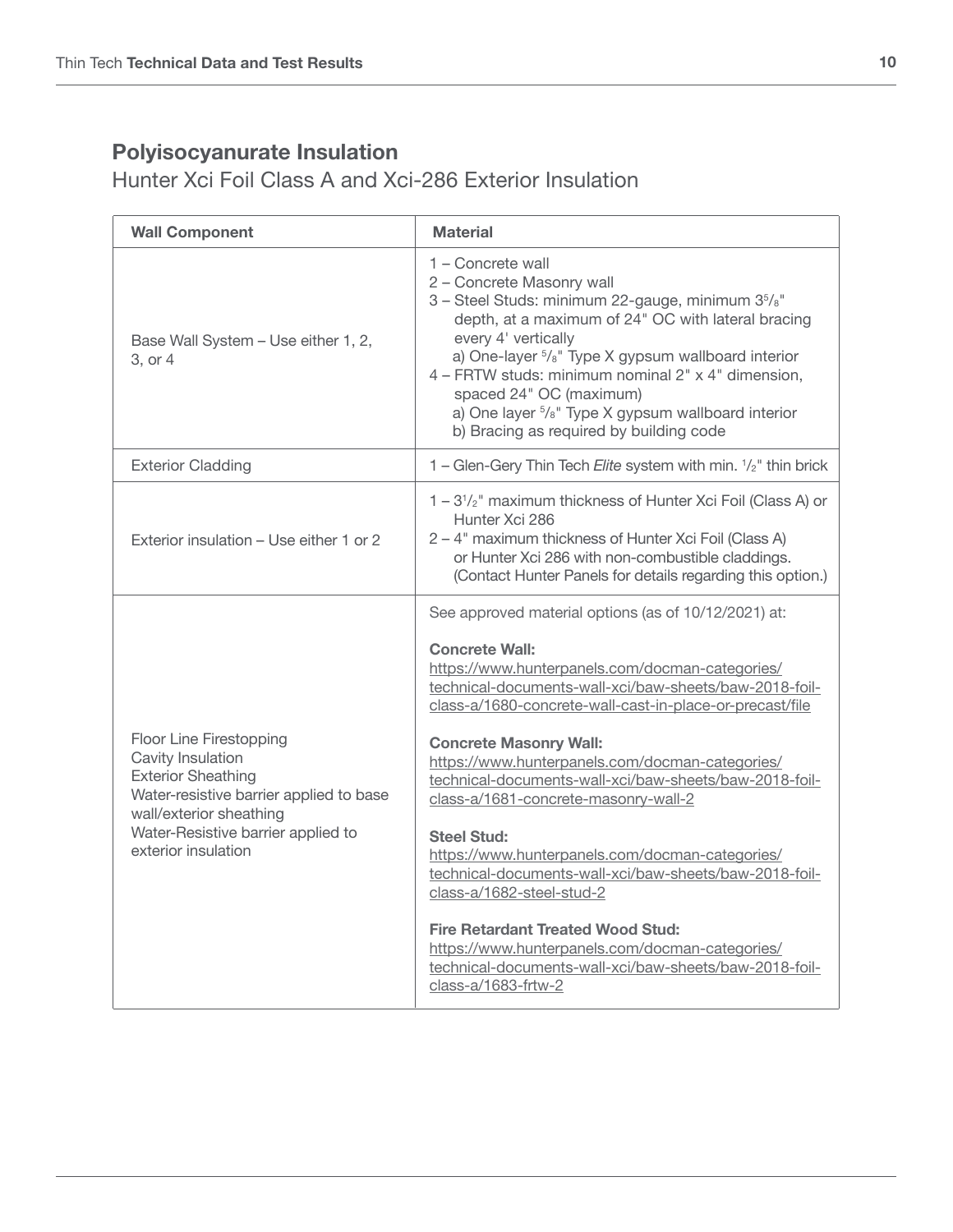## Polyisocyanurate Insulation

Hunter Xci Foil Class A and Xci-286 Exterior Insulation

| Wall Component | Material |
| --- | --- |
| Base Wall System – Use either 1, 2, 3, or 4 | 1 – Concrete wall<br>2 – Concrete Masonry wall<br>3 – Steel Studs: minimum 22-gauge, minimum 3⁵/₈" depth, at a maximum of 24" OC with lateral bracing every 4' vertically<br>a) One-layer ⁵/₈" Type X gypsum wallboard interior<br>4 – FRTW studs: minimum nominal 2" x 4" dimension, spaced 24" OC (maximum)<br>a) One layer ⁵/₈" Type X gypsum wallboard interior<br>b) Bracing as required by building code |
| Exterior Cladding | 1 – Glen-Gery Thin Tech *Elite* system with min. ½" thin brick |
| Exterior insulation – Use either 1 or 2 | 1 – 3½" maximum thickness of Hunter Xci Foil (Class A) or Hunter Xci 286<br>2 – 4" maximum thickness of Hunter Xci Foil (Class A) or Hunter Xci 286 with non-combustible claddings. (Contact Hunter Panels for details regarding this option.) |
| Floor Line Firestopping<br>Cavity Insulation<br>Exterior Sheathing<br>Water-resistive barrier applied to base wall/exterior sheathing<br>Water-Resistive barrier applied to exterior insulation | See approved material options (as of 10/12/2021) at:<br><br>**Concrete Wall:**<br>https://www.hunterpanels.com/docman-categories/technical-documents-wall-xci/baw-sheets/baw-2018-foil-class-a/1680-concrete-wall-cast-in-place-or-precast/file<br><br>**Concrete Masonry Wall:**<br>https://www.hunterpanels.com/docman-categories/technical-documents-wall-xci/baw-sheets/baw-2018-foil-class-a/1681-concrete-masonry-wall-2<br><br>**Steel Stud:**<br>https://www.hunterpanels.com/docman-categories/technical-documents-wall-xci/baw-sheets/baw-2018-foil-class-a/1682-steel-stud-2<br><br>**Fire Retardant Treated Wood Stud:**<br>https://www.hunterpanels.com/docman-categories/technical-documents-wall-xci/baw-sheets/baw-2018-foil-class-a/1683-frtw-2 |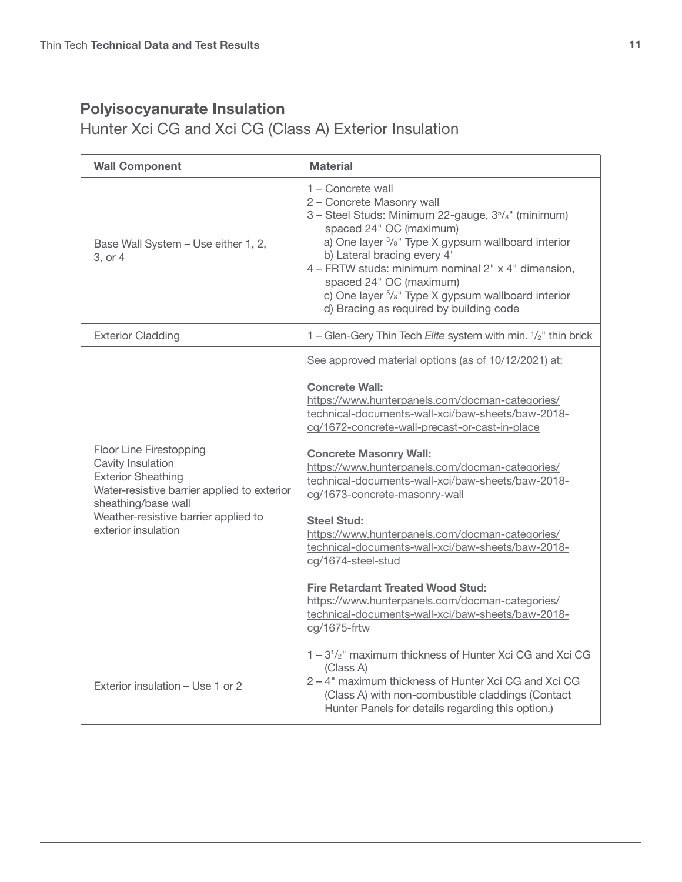## Polyisocyanurate Insulation

### Hunter Xci CG and Xci CG (Class A) Exterior Insulation

| Wall Component | Material |
| --- | --- |
| Base Wall System – Use either 1, 2, 3, or 4 | 1 – Concrete wall<br>2 – Concrete Masonry wall<br>3 – Steel Studs: Minimum 22-gauge, 3⅝" (minimum) spaced 24" OC (maximum)<br>a) One layer ⅝" Type X gypsum wallboard interior<br>b) Lateral bracing every 4'<br>4 – FRTW studs: minimum nominal 2" x 4" dimension, spaced 24" OC (maximum)<br>c) One layer ⅝" Type X gypsum wallboard interior<br>d) Bracing as required by building code |
| Exterior Cladding | 1 – Glen-Gery Thin Tech *Elite* system with min. ½" thin brick |
| Floor Line Firestopping<br>Cavity Insulation<br>Exterior Sheathing<br>Water-resistive barrier applied to exterior sheathing/base wall<br>Weather-resistive barrier applied to exterior insulation | See approved material options (as of 10/12/2021) at:<br><br>**Concrete Wall:**<br>https://www.hunterpanels.com/docman-categories/technical-documents-wall-xci/baw-sheets/baw-2018-cg/1672-concrete-wall-precast-or-cast-in-place<br><br>**Concrete Masonry Wall:**<br>https://www.hunterpanels.com/docman-categories/technical-documents-wall-xci/baw-sheets/baw-2018-cg/1673-concrete-masonry-wall<br><br>**Steel Stud:**<br>https://www.hunterpanels.com/docman-categories/technical-documents-wall-xci/baw-sheets/baw-2018-cg/1674-steel-stud<br><br>**Fire Retardant Treated Wood Stud:**<br>https://www.hunterpanels.com/docman-categories/technical-documents-wall-xci/baw-sheets/baw-2018-cg/1675-frtw |
| Exterior insulation – Use 1 or 2 | 1 – 3½" maximum thickness of Hunter Xci CG and Xci CG (Class A)<br>2 – 4" maximum thickness of Hunter Xci CG and Xci CG (Class A) with non-combustible claddings (Contact Hunter Panels for details regarding this option.) |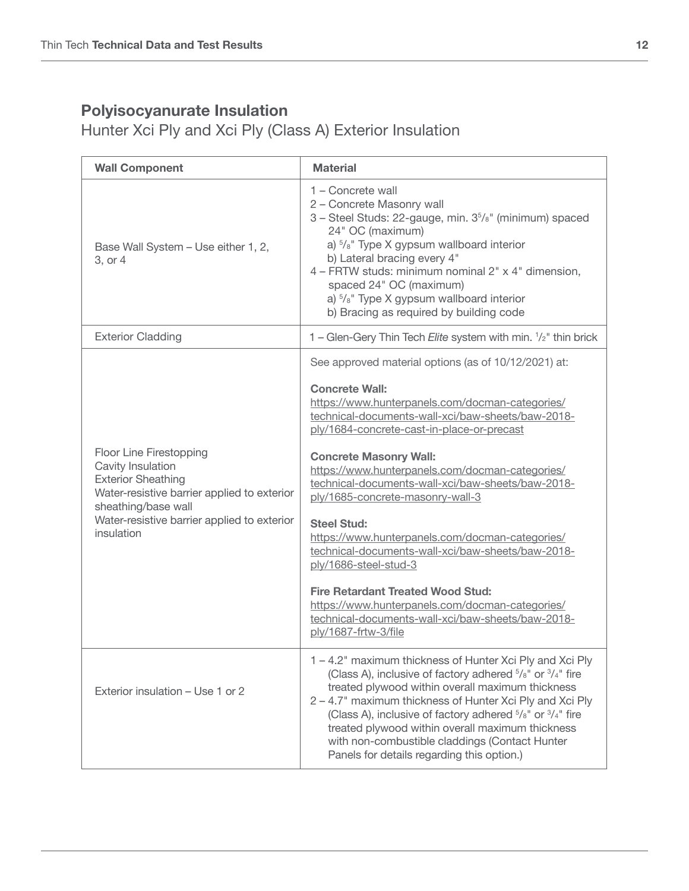## Polyisocyanurate Insulation

Hunter Xci Ply and Xci Ply (Class A) Exterior Insulation

| Wall Component | Material |
|---|---|
| Base Wall System – Use either 1, 2, 3, or 4 | 1 – Concrete wall<br>2 – Concrete Masonry wall<br>3 – Steel Studs: 22-gauge, min. 3⁵/₈" (minimum) spaced 24" OC (maximum)<br>a) ⁵/₈" Type X gypsum wallboard interior<br>b) Lateral bracing every 4"<br>4 – FRTW studs: minimum nominal 2" x 4" dimension, spaced 24" OC (maximum)<br>a) ⁵/₈" Type X gypsum wallboard interior<br>b) Bracing as required by building code |
| Exterior Cladding | 1 – Glen-Gery Thin Tech *Elite* system with min. ¹/₂" thin brick |
| Floor Line Firestopping<br>Cavity Insulation<br>Exterior Sheathing<br>Water-resistive barrier applied to exterior sheathing/base wall<br>Water-resistive barrier applied to exterior insulation | See approved material options (as of 10/12/2021) at:<br><br>**Concrete Wall:**<br>https://www.hunterpanels.com/docman-categories/technical-documents-wall-xci/baw-sheets/baw-2018-ply/1684-concrete-cast-in-place-or-precast<br><br>**Concrete Masonry Wall:**<br>https://www.hunterpanels.com/docman-categories/technical-documents-wall-xci/baw-sheets/baw-2018-ply/1685-concrete-masonry-wall-3<br><br>**Steel Stud:**<br>https://www.hunterpanels.com/docman-categories/technical-documents-wall-xci/baw-sheets/baw-2018-ply/1686-steel-stud-3<br><br>**Fire Retardant Treated Wood Stud:**<br>https://www.hunterpanels.com/docman-categories/technical-documents-wall-xci/baw-sheets/baw-2018-ply/1687-frtw-3/file |
| Exterior insulation – Use 1 or 2 | 1 – 4.2" maximum thickness of Hunter Xci Ply and Xci Ply (Class A), inclusive of factory adhered ⁵/₈" or ³/₄" fire treated plywood within overall maximum thickness<br>2 – 4.7" maximum thickness of Hunter Xci Ply and Xci Ply (Class A), inclusive of factory adhered ⁵/₈" or ³/₄" fire treated plywood within overall maximum thickness with non-combustible claddings (Contact Hunter Panels for details regarding this option.) |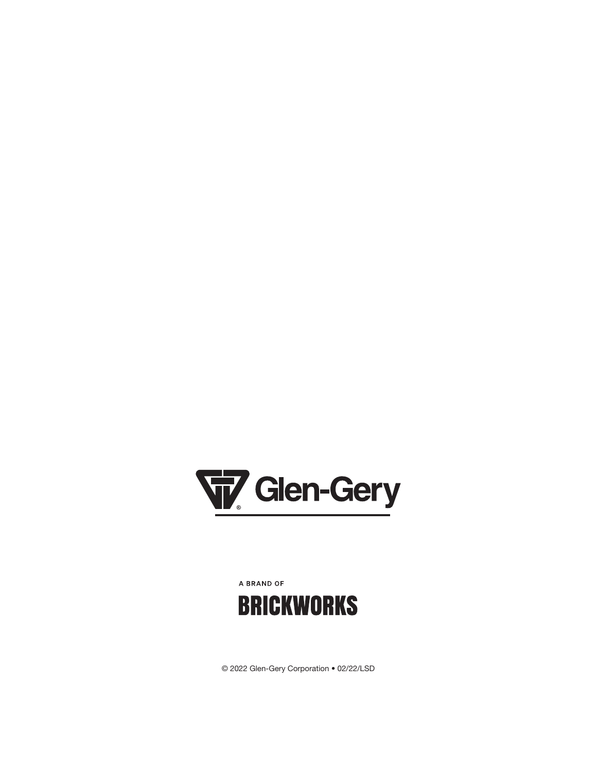Glen-Gery

A BRAND OF

BRICKWORKS

© 2022 Glen-Gery Corporation • 02/22/LSD